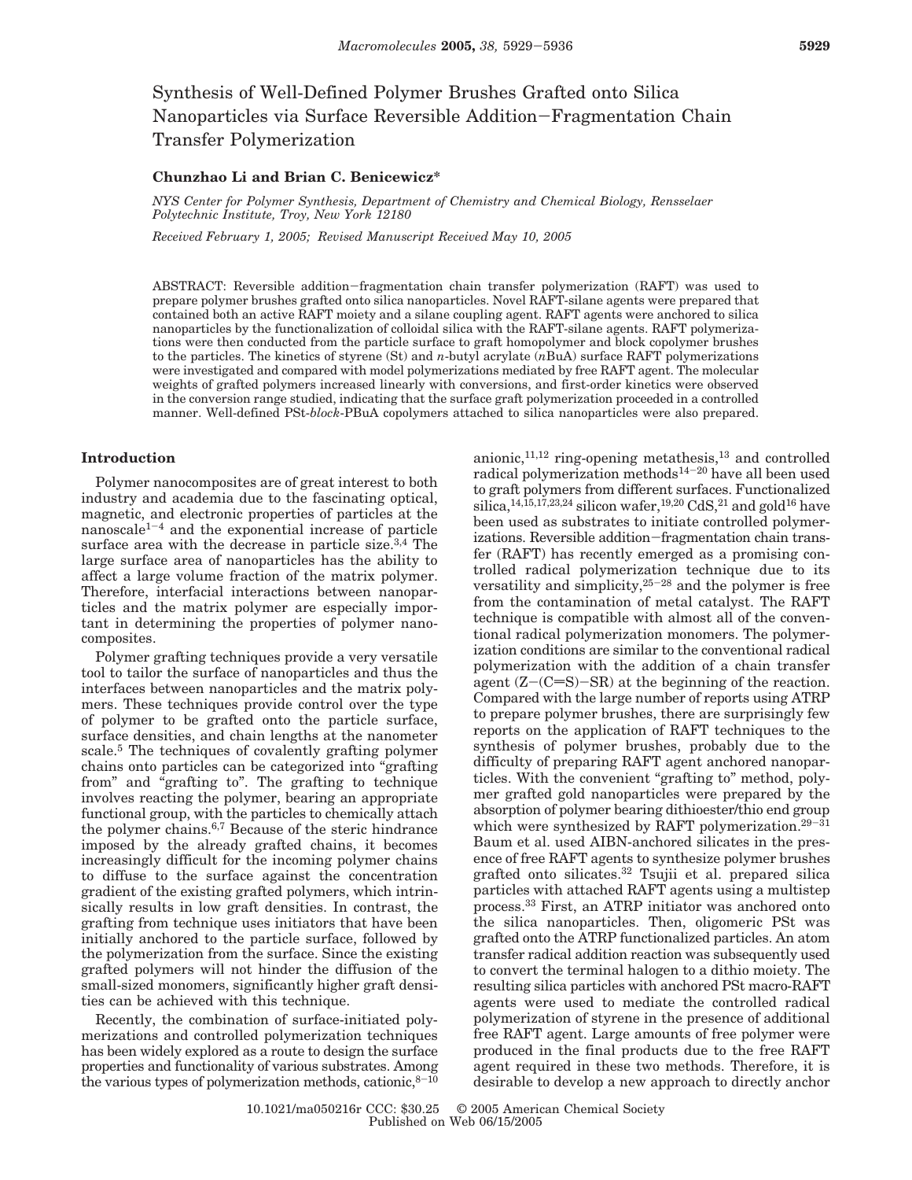# Synthesis of Well-Defined Polymer Brushes Grafted onto Silica Nanoparticles via Surface Reversible Addition−Fragmentation Chain Transfer Polymerization

**Chunzhao Li and Brian C. Benicewicz***

*NYS Center for Polymer Synthesis, Department of Chemistry and Chemical Biology, Rensselaer Polytechnic Institute, Troy, New York 12180*

*Received February 1, 2005; Revised Manuscript Received May 10, 2005*

ABSTRACT: Reversible addition−fragmentation chain transfer polymerization (RAFT) was used to prepare polymer brushes grafted onto silica nanoparticles. Novel RAFT-silane agents were prepared that contained both an active RAFT moiety and a silane coupling agent. RAFT agents were anchored to silica nanoparticles by the functionalization of colloidal silica with the RAFT-silane agents. RAFT polymerizations were then conducted from the particle surface to graft homopolymer and block copolymer brushes to the particles. The kinetics of styrene (St) and *n*-butyl acrylate (*n*BuA) surface RAFT polymerizations were investigated and compared with model polymerizations mediated by free RAFT agent. The molecular weights of grafted polymers increased linearly with conversions, and first-order kinetics were observed in the conversion range studied, indicating that the surface graft polymerization proceeded in a controlled manner. Well-defined PSt-*block*-PBuA copolymers attached to silica nanoparticles were also prepared.

## Introduction

Polymer nanocomposites are of great interest to both industry and academia due to the fascinating optical, magnetic, and electronic properties of particles at the nanoscale[1−4] and the exponential increase of particle surface area with the decrease in particle size.[3,4] The large surface area of nanoparticles has the ability to affect a large volume fraction of the matrix polymer. Therefore, interfacial interactions between nanoparticles and the matrix polymer are especially important in determining the properties of polymer nanocomposites.

Polymer grafting techniques provide a very versatile tool to tailor the surface of nanoparticles and thus the interfaces between nanoparticles and the matrix polymers. These techniques provide control over the type of polymer to be grafted onto the particle surface, surface densities, and chain lengths at the nanometer scale.[5] The techniques of covalently grafting polymer chains onto particles can be categorized into "grafting from" and "grafting to". The grafting to technique involves reacting the polymer, bearing an appropriate functional group, with the particles to chemically attach the polymer chains.[6,7] Because of the steric hindrance imposed by the already grafted chains, it becomes increasingly difficult for the incoming polymer chains to diffuse to the surface against the concentration gradient of the existing grafted polymers, which intrinsically results in low graft densities. In contrast, the grafting from technique uses initiators that have been initially anchored to the particle surface, followed by the polymerization from the surface. Since the existing grafted polymers will not hinder the diffusion of the small-sized monomers, significantly higher graft densities can be achieved with this technique.

Recently, the combination of surface-initiated polymerizations and controlled polymerization techniques has been widely explored as a route to design the surface properties and functionality of various substrates. Among the various types of polymerization methods, cationic,[8−10] anionic,[11,12] ring-opening metathesis,[13] and controlled radical polymerization methods[14−20] have all been used to graft polymers from different surfaces. Functionalized silica,[14,15,17,23,24] silicon wafer,[19,20] CdS,[21] and gold[16] have been used as substrates to initiate controlled polymerizations. Reversible addition−fragmentation chain transfer (RAFT) has recently emerged as a promising controlled radical polymerization technique due to its versatility and simplicity,[25−28] and the polymer is free from the contamination of metal catalyst. The RAFT technique is compatible with almost all of the conventional radical polymerization monomers. The polymerization conditions are similar to the conventional radical polymerization with the addition of a chain transfer agent (Z−(C=S)−SR) at the beginning of the reaction. Compared with the large number of reports using ATRP to prepare polymer brushes, there are surprisingly few reports on the application of RAFT techniques to the synthesis of polymer brushes, probably due to the difficulty of preparing RAFT agent anchored nanoparticles. With the convenient "grafting to" method, polymer grafted gold nanoparticles were prepared by the absorption of polymer bearing dithioester/thio end group which were synthesized by RAFT polymerization.[29−31] Baum et al. used AIBN-anchored silicates in the presence of free RAFT agent to synthesize polymer brushes grafted onto silicates.[32] Tsujii et al. prepared silica particles with attached RAFT agents using a multistep process.[33] First, an ATRP initiator was anchored onto the silica nanoparticles. Then, oligomeric PSt was grafted onto the ATRP functionalized particles. An atom transfer radical addition reaction was subsequently used to convert the terminal halogen to a dithio moiety. The resulting silica particles with anchored PSt macro-RAFT agents were used to mediate the controlled radical polymerization of styrene in the presence of additional free RAFT agent. Large amounts of free polymer were produced in the final products due to the free RAFT agent required in these two methods. Therefore, it is desirable to develop a new approach to directly anchor

10.1021/ma050216r CCC: $30.25 © 2005 American Chemical Society
Published on Web 06/15/2005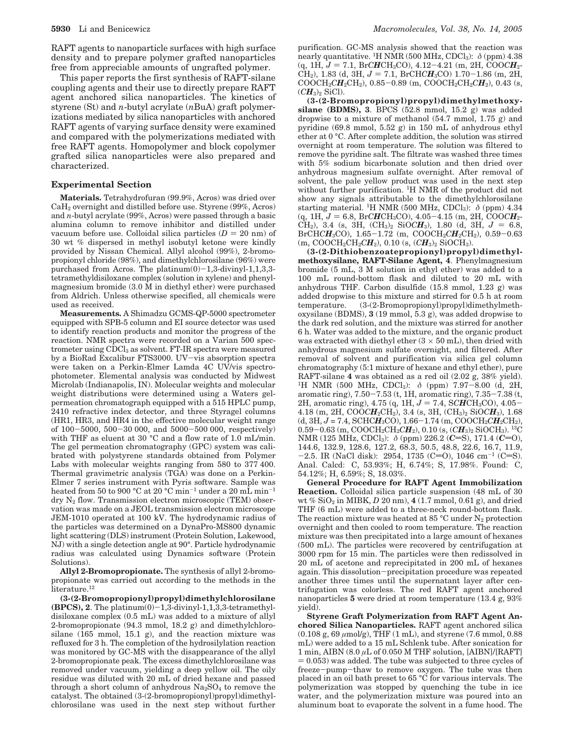RAFT agents to nanoparticle surfaces with high surface density and to prepare polymer grafted nanoparticles free from appreciable amounts of ungrafted polymer.

This paper reports the first synthesis of RAFT-silane coupling agents and their use to directly prepare RAFT agent anchored silica nanoparticles. The kinetics of styrene (St) and *n*-butyl acrylate (*n*BuA) graft polymerizations mediated by silica nanoparticles with anchored RAFT agents of varying surface density were examined and compared with the polymerizations mediated with free RAFT agents. Homopolymer and block copolymer grafted silica nanoparticles were also prepared and characterized.

## Experimental Section

**Materials.** Tetrahydrofuran (99.9%, Acros) was dried over $CaH_2$ overnight and distilled before use. Styrene (99%, Acros) and *n*-butyl acrylate (99%, Acros) were passed through a basic alumina column to remove inhibitor and distilled under vacuum before use. Colloidal silica particles ($D = 20$ nm) of 30 wt % dispersed in methyl isobutyl ketone were kindly provided by Nissan Chemical. Allyl alcohol (99%), 2-bromopropionyl chloride (98%), and dimethylchlorosilane (96%) were purchased from Acros. The platinum(0)−1,3-divinyl-1,1,3,3-tetramethyldisiloxane complex (solution in xylene) and phenylmagnesium bromide (3.0 M in diethyl ether) were purchased from Aldrich. Unless otherwise specified, all chemicals were used as received.

**Measurements.** A Shimadzu GCMS-QP-5000 spectrometer equipped with SPB-5 column and EI source detector was used to identify reaction products and monitor the progress of the reaction. NMR spectra were recorded on a Varian 500 spectrometer using $CDCl_3$ as solvent. FT-IR spectra were measured by a BioRad Excalibur FTS3000. UV−vis absorption spectra were taken on a Perkin-Elmer Lamda 4C UV/vis spectrophotometer. Elemental analysis was conducted by Midwest Microlab (Indianapolis, IN). Molecular weights and molecular weight distributions were determined using a Waters gel-permeation chromatograph equipped with a 515 HPLC pump, 2410 refractive index detector, and three Styragel columns (HR1, HR3, and HR4 in the effective molecular weight range of 100−5000, 500−30 000, and 5000−500 000, respectively) with THF as eluent at 30 °C and a flow rate of 1.0 mL/min. The gel permeation chromatography (GPC) system was calibrated with polystyrene standards obtained from Polymer Labs with molecular weights ranging from 580 to 377 400. Thermal gravimetric analysis (TGA) was done on a Perkin-Elmer 7 series instrument with Pyris software. Sample was heated from 50 to 900 °C at 20 °C $min^{-1}$ under a 20 mL $min^{-1}$ dry $N_2$ flow. Transmission electron microscopic (TEM) observation was made on a JEOL transmission electron microscope JEM-1010 operated at 100 kV. The hydrodynamic radius of the particles was determined on a DynaPro-MS800 dynamic light scattering (DLS) instrument (Protein Solution, Lakewood, NJ) with a single detection angle at 90°. Particle hydrodynamic radius was calculated using Dynamics software (Protein Solutions).

**Allyl 2-Bromopropionate.** The synthesis of allyl 2-bromopropionate was carried out according to the methods in the literature.[12]

**(3-(2-Bromopropionyl)propyl)dimethylchlorosilane (BPCS), 2**. The platinum(0)−1,3-divinyl-1,1,3,3-tetramethyldisiloxane complex (0.5 mL) was added to a mixture of allyl 2-bromopropionate (94.3 mmol, 18.2 g) and dimethylchlorosilane (165 mmol, 15.1 g), and the reaction mixture was refluxed for 3 h. The completion of the hydrosilylation reaction was monitored by GC-MS with the disappearance of the allyl 2-bromopropionate peak. The excess dimethylchlorosilane was removed under vacuum, yielding a deep yellow oil. The oily residue was diluted with 20 mL of dried hexane and passed through a short column of anhydrous $Na_2SO_4$ to remove the catalyst. The obtained (3-(2-bromopropionyl)propyl)dimethylchlorosilane was used in the next step without further purification. GC-MS analysis showed that the reaction was nearly quantitative. $^1$H NMR (500 MHz, $CDCl_3$): $\delta$ (ppm) 4.38 (q, 1H, $J = 7.1$, BrC***H***CH$_3$CO), 4.12−4.21 (m, 2H, COOC***H***$_2$CH$_2$), 1.83 (d, 3H, $J = 7.1$, BrCHC***H***$_3$CO), 1.70−1.86 (m, 2H, COOCH$_2$C***H***$_2$CH$_2$), 0.85−0.89 (m, COOCH$_2$CH$_2$C***H***$_2$), 0.43 (s, (C***H***$_3$)$_2$ SiCl).

**(3-(2-Bromopropionyl)propyl)dimethylmethoxysilane (BDMS), 3**. BPCS (52.8 mmol, 15.2 g) was added dropwise to a mixture of methanol (54.7 mmol, 1.75 g) and pyridine (69.8 mmol, 5.52 g) in 150 mL of anhydrous ethyl ether at 0 °C. After complete addition, the solution was stirred overnight at room temperature. The solution was filtered to remove the pyridine salt. The filtrate was washed three times with 5% sodium bicarbonate solution and then dried over anhydrous magnesium sulfate overnight. After removal of solvent, the pale yellow product was used in the next step without further purification. $^1$H NMR of the product did not show any signals attributable to the dimethylchlorosilane starting material. $^1$H NMR (500 MHz, $CDCl_3$): $\delta$ (ppm) 4.34 (q, 1H, $J = 6.8$, BrC***H***CH$_3$CO), 4.05−4.15 (m, 2H, COOC***H***$_2$CH$_2$), 3.4 (s, 3H, (CH$_3$)$_2$ SiOC***H***$_3$), 1.80 (d, 3H, $J = 6.8$, BrCHC***H***$_3$CO), 1.65−1.72 (m, COOCH$_2$C***H***$_2$CH$_2$), 0.59−0.63 (m, COOCH$_2$CH$_2$C***H***$_2$), 0.10 (s, (C***H***$_3$)$_2$ SiOCH$_3$).

**(3-(2-Dithiobenzoatepropionyl)propyl)dimethylmethoxysilane, RAFT-Silane Agent, 4**. Phenylmagnesium bromide (5 mL, 3 M solution in ethyl ether) was added to a 100 mL round-bottom flask and diluted to 20 mL with anhydrous THF. Carbon disulfide (15.8 mmol, 1.23 g) was added dropwise to this mixture and stirred for 0.5 h at room temperature. (3-(2-Bromopropionyl)propyl)dimethylmethoxysilane (BDMS), **3** (19 mmol, 5.3 g), was added dropwise to the dark red solution, and the mixture was stirred for another 6 h. Water was added to the mixture, and the organic product was extracted with diethyl ether (3 × 50 mL), then dried with anhydrous magnesium sulfate overnight, and filtered. After removal of solvent and purification via silica gel column chromatography (5:1 mixture of hexane and ethyl ether), pure RAFT-silane **4** was obtained as a red oil (2.02 g, 38% yield). $^1$H NMR (500 MHz, $CDCl_3$): $\delta$ (ppm) 7.97−8.00 (d, 2H, aromatic ring), 7.50−7.53 (t, 1H, aromatic ring), 7.35−7.38 (t, 2H, aromatic ring), 4.75 (q, 1H, $J = 7.4$, SC***H***CH$_3$CO), 4.05−4.18 (m, 2H, COOC***H***$_2$CH$_2$), 3.4 (s, 3H, (CH$_3$)$_2$ SiOC***H***$_3$), 1.68 (d, 3H, $J = 7.4$, SCHC***H***$_3$CO), 1.66−1.74 (m, COOCH$_2$C***H***$_2$CH$_2$), 0.59−0.63 (m, COOCH$_2$CH$_2$C***H***$_2$), 0.10 (s, (C***H***$_3$)$_2$ SiOCH$_3$). $^{13}$C NMR (125 MHz, $CDCl_3$): $\delta$ (ppm) 226.2 (***C***=S), 171.4 (***C***=O), 144.6, 132.9, 128.6, 127.2, 68.3, 50.5, 48.8, 22.6, 16.7, 11.9, −2.5. IR (NaCl disk): 2954, 1735 (C=O), 1046 $cm^{-1}$ (C=S). Anal. Calcd: C, 53.93%; H, 6.74%; S, 17.98%. Found: C, 54.12%; H, 6.59%; S, 18.03%.

**General Procedure for RAFT Agent Immobilization Reaction.** Colloidal silica particle suspension (48 mL of 30 wt % $SiO_2$ in MIBK, *D* 20 nm), **4** (1.7 mmol, 0.61 g), and dried THF (6 mL) were added to a three-neck round-bottom flask. The reaction mixture was heated at 85 °C under $N_2$ protection overnight and then cooled to room temperature. The reaction mixture was then precipitated into a large amount of hexanes (500 mL). The particles were recovered by centrifugation at 3000 rpm for 15 min. The particles were then redissolved in 20 mL of acetone and reprecipitated in 200 mL of hexanes again. This dissolution−precipitation procedure was repeated another three times until the supernatant layer after centrifugation was colorless. The red RAFT agent anchored nanoparticles **5** were dried at room temperature (13.4 g, 93% yield).

**Styrene Graft Polymerization from RAFT Agent Anchored Silica Nanoparticles.** RAFT agent anchored silica (0.108 g, 69 $\mu$mol/g), THF (1 mL), and styrene (7.6 mmol, 0.88 mL) were added to a 15 mL Schlenk tube. After sonication for 1 min, AIBN (8.0 $\mu$L of 0.050 M THF solution, [AIBN]/[RAFT] = 0.053) was added. The tube was subjected to three cycles of freeze−pump−thaw to remove oxygen. The tube was then placed in an oil bath preset to 65 °C for various intervals. The polymerization was stopped by quenching the tube in ice water, and the polymerization mixture was poured into an aluminum boat to evaporate the solvent in a fume hood. The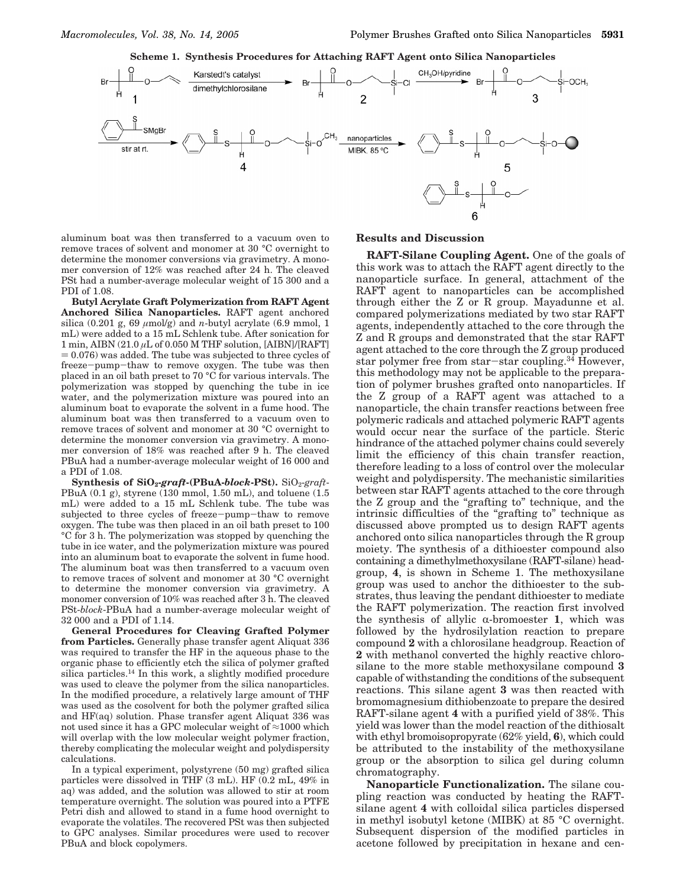**Scheme 1. Synthesis Procedures for Attaching RAFT Agent onto Silica Nanoparticles**

aluminum boat was then transferred to a vacuum oven to remove traces of solvent and monomer at 30 °C overnight to determine the monomer conversions via gravimetry. A monomer conversion of 12% was reached after 24 h. The cleaved PSt had a number-average molecular weight of 15 300 and a PDI of 1.08.

**Butyl Acrylate Graft Polymerization from RAFT Agent Anchored Silica Nanoparticles.** RAFT agent anchored silica (0.201 g, 69 $\mu$mol/g) and *n*-butyl acrylate (6.9 mmol, 1 mL) were added to a 15 mL Schlenk tube. After sonication for 1 min, AIBN (21.0 $\mu$L of 0.050 M THF solution, [AIBN]/[RAFT] = 0.076) was added. The tube was subjected to three cycles of freeze–pump–thaw to remove oxygen. The tube was then placed in an oil bath preset to 70 °C for various intervals. The polymerization was stopped by quenching the tube in ice water, and the polymerization mixture was poured into an aluminum boat to evaporate the solvent in a fume hood. The aluminum boat was then transferred to a vacuum oven to remove traces of solvent and monomer at 30 °C overnight to determine the monomer conversion via gravimetry. A monomer conversion of 18% was reached after 9 h. The cleaved PBuA had a number-average molecular weight of 16 000 and a PDI of 1.08.

**Synthesis of $SiO_2$-*graft*-(PBuA-*block*-PSt).** $SiO_2$-*graft*-PBuA (0.1 g), styrene (130 mmol, 1.50 mL), and toluene (1.5 mL) were added to a 15 mL Schlenk tube. The tube was subjected to three cycles of freeze–pump–thaw to remove oxygen. The tube was then placed in an oil bath preset to 100 °C for 3 h. The polymerization was stopped by quenching the tube in ice water, and the polymerization mixture was poured into an aluminum boat to evaporate the solvent in fume hood. The aluminum boat was then transferred to a vacuum oven to remove traces of solvent and monomer at 30 °C overnight to determine the monomer conversion via gravimetry. A monomer conversion of 10% was reached after 3 h. The cleaved PSt-*block*-PBuA had a number-average molecular weight of 32 000 and a PDI of 1.14.

**General Procedures for Cleaving Grafted Polymer from Particles.** Generally phase transfer agent Aliquat 336 was required to transfer the HF in the aqueous phase to the organic phase to efficiently etch the silica of polymer grafted silica particles.[14] In this work, a slightly modified procedure was used to cleave the polymer from the silica nanoparticles. In the modified procedure, a relatively large amount of THF was used as the cosolvent for both the polymer grafted silica and HF(aq) solution. Phase transfer agent Aliquat 336 was not used since it has a GPC molecular weight of ≈1000 which will overlap with the low molecular weight polymer fraction, thereby complicating the molecular weight and polydispersity calculations.

In a typical experiment, polystyrene (50 mg) grafted silica particles were dissolved in THF (3 mL). HF (0.2 mL, 49% in aq) was added, and the solution was allowed to stir at room temperature overnight. The solution was poured into a PTFE Petri dish and allowed to stand in a fume hood overnight to evaporate the volatiles. The recovered PSt was then subjected to GPC analyses. Similar procedures were used to recover PBuA and block copolymers.

## Results and Discussion

**RAFT-Silane Coupling Agent.** One of the goals of this work was to attach the RAFT agent directly to the nanoparticle surface. In general, attachment of the RAFT agent to nanoparticles can be accomplished through either the Z or R group. Mayadunne et al. compared polymerizations mediated by two star RAFT agents, independently attached to the core through the Z and R groups and demonstrated that the star RAFT agent attached to the core through the Z group produced star polymer free from star–star coupling.[34] However, this methodology may not be applicable to the preparation of polymer brushes grafted onto nanoparticles. If the Z group of a RAFT agent was attached to a nanoparticle, the chain transfer reactions between free polymeric radicals and attached polymeric RAFT agents would occur near the surface of the particle. Steric hindrance of the attached polymer chains could severely limit the efficiency of this chain transfer reaction, therefore leading to a loss of control over the molecular weight and polydispersity. The mechanistic similarities between star RAFT agents attached to the core through the Z group and the "grafting to" technique, and the intrinsic difficulties of the "grafting to" technique as discussed above prompted us to design RAFT agents anchored onto silica nanoparticles through the R group moiety. The synthesis of a dithioester compound also containing a dimethylmethoxysilane (RAFT-silane) headgroup, **4**, is shown in Scheme 1. The methoxysilane group was used to anchor the dithioester to the substrates, thus leaving the pendant dithioester to mediate the RAFT polymerization. The reaction first involved the synthesis of allylic α-bromoester **1**, which was followed by the hydrosilylation reaction to prepare compound **2** with a chlorosilane headgroup. Reaction of **2** with methanol converted the highly reactive chlorosilane to the more stable methoxysilane compound **3** capable of withstanding the conditions of the subsequent reactions. This silane agent **3** was then reacted with bromomagnesium dithiobenzoate to prepare the desired RAFT-silane agent **4** with a purified yield of 38%. This yield was lower than the model reaction of the dithiosalt with ethyl bromoisopropyrate (62% yield, **6**), which could be attributed to the instability of the methoxysilane group or the absorption to silica gel during column chromatography.

**Nanoparticle Functionalization.** The silane coupling reaction was conducted by heating the RAFT-silane agent **4** with colloidal silica particles dispersed in methyl isobutyl ketone (MIBK) at 85 °C overnight. Subsequent dispersion of the modified particles in acetone followed by precipitation in hexane and cen-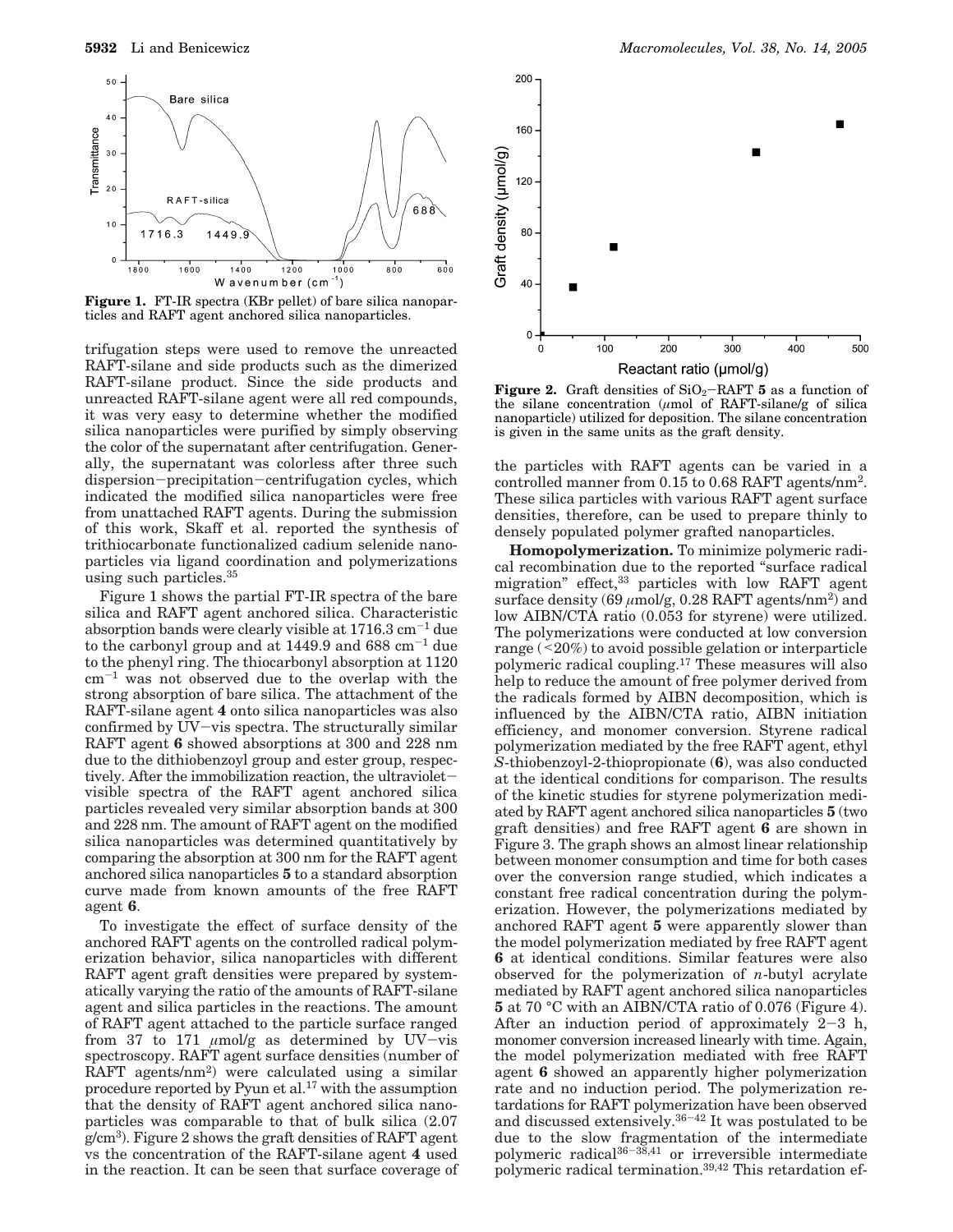50
40
30
20
10
0

Transmittance

Bare silica

RAFT-silica

1716.3 1449.9

688

1800 1600 1400 1200 1000 800 600

Wavenumber (cm$^{-1}$)

**Figure 1.** FT-IR spectra (KBr pellet) of bare silica nanoparticles and RAFT agent anchored silica nanoparticles.

trifugation steps were used to remove the unreacted RAFT-silane and side products such as the dimerized RAFT-silane product. Since the side products and unreacted RAFT-silane agent were all red compounds, it was very easy to determine whether the modified silica nanoparticles were purified by simply observing the color of the supernatant after centrifugation. Generally, the supernatant was colorless after three such dispersion–precipitation–centrifugation cycles, which indicated the modified silica nanoparticles were free from unattached RAFT agents. During the submission of this work, Skaff et al. reported the synthesis of trithiocarbonate functionalized cadium selenide nanoparticles via ligand coordination and polymerizations using such particles.[35]

Figure 1 shows the partial FT-IR spectra of the bare silica and RAFT agent anchored silica. Characteristic absorption bands were clearly visible at 1716.3 cm$^{-1}$ due to the carbonyl group and at 1449.9 and 688 cm$^{-1}$ due to the phenyl ring. The thiocarbonyl absorption at 1120 cm$^{-1}$ was not observed due to the overlap with the strong absorption of bare silica. The attachment of the RAFT-silane agent **4** onto silica nanoparticles was also confirmed by UV–vis spectra. The structurally similar RAFT agent **6** showed absorptions at 300 and 228 nm due to the dithiobenzoyl group and ester group, respectively. After the immobilization reaction, the ultraviolet–visible spectra of the RAFT agent anchored silica particles revealed very similar absorption bands at 300 and 228 nm. The amount of RAFT agent on the modified silica nanoparticles was determined quantitatively by comparing the absorption at 300 nm for the RAFT agent anchored silica nanoparticles **5** to a standard absorption curve made from known amounts of the free RAFT agent **6**.

To investigate the effect of surface density of the anchored RAFT agents on the controlled radical polymerization behavior, silica nanoparticles with different RAFT agent graft densities were prepared by systematically varying the ratio of the amounts of RAFT-silane agent and silica particles in the reactions. The amount of RAFT agent attached to the particle surface ranged from 37 to 171 $\mu$mol/g as determined by UV–vis spectroscopy. RAFT agent surface densities (number of RAFT agents/nm$^2$) were calculated using a similar procedure reported by Pyun et al.[17] with the assumption that the density of RAFT agent anchored silica nanoparticles was comparable to that of bulk silica (2.07 g/cm$^3$). Figure 2 shows the graft densities of RAFT agent vs the concentration of the RAFT-silane agent **4** used in the reaction. It can be seen that surface coverage of

200
160
120
80
40
0

Graft density (μmol/g)

0 100 200 300 400 500

Reactant ratio (μmol/g)

**Figure 2.** Graft densities of $SiO_2$–RAFT **5** as a function of the silane concentration ($\mu$mol of RAFT-silane/g of silica nanoparticle) utilized for deposition. The silane concentration is given in the same units as the graft density.

the particles with RAFT agents can be varied in a controlled manner from 0.15 to 0.68 RAFT agents/nm$^2$. These silica particles with various RAFT agent surface densities, therefore, can be used to prepare thinly to densely populated polymer grafted nanoparticles.

**Homopolymerization.** To minimize polymeric radical recombination due to the reported "surface radical migration" effect,[33] particles with low RAFT agent surface density (69 $\mu$mol/g, 0.28 RAFT agents/nm$^2$) and low AIBN/CTA ratio (0.053 for styrene) were utilized. The polymerizations were conducted at low conversion range (<20%) to avoid possible gelation or interparticle polymeric radical coupling.[17] These measures will also help to reduce the amount of free polymer derived from the radicals formed by AIBN decomposition, which is influenced by the AIBN/CTA ratio, AIBN initiation efficiency, and monomer conversion. Styrene radical polymerization mediated by the free RAFT agent, ethyl *S*-thiobenzoyl-2-thiopropionate (**6**), was also conducted at the identical conditions for comparison. The results of the kinetic studies for styrene polymerization mediated by RAFT agent anchored silica nanoparticles **5** (two graft densities) and free RAFT agent **6** are shown in Figure 3. The graph shows an almost linear relationship between monomer consumption and time for both cases over the conversion range studied, which indicates a constant free radical concentration during the polymerization. However, the polymerizations mediated by anchored RAFT agent **5** were apparently slower than the model polymerization mediated by free RAFT agent **6** at identical conditions. Similar features were also observed for the polymerization of *n*-butyl acrylate mediated by RAFT agent anchored silica nanoparticles **5** at 70 °C with an AIBN/CTA ratio of 0.076 (Figure 4). After an induction period of approximately 2–3 h, monomer conversion increased linearly with time. Again, the model polymerization mediated with free RAFT agent **6** showed an apparently higher polymerization rate and no induction period. The polymerization retardations for RAFT polymerization have been observed and discussed extensively.[36–42] It was postulated to be due to the slow fragmentation of the intermediate polymeric radical[36–38,41] or irreversible intermediate polymeric radical termination.[39,42] This retardation ef-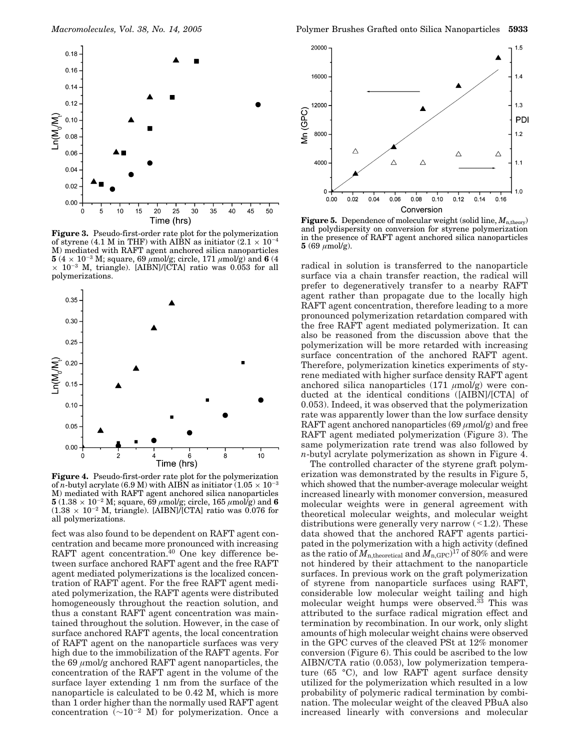0.18
0.16
0.14
0.12
0.10
0.08
0.06
0.04
0.02
0.00

$\mathrm{Ln}(M_0/M_t)$

0 5 10 15 20 25 30 35 40 45 50

Time (hrs)

**Figure 3.** Pseudo-first-order rate plot for the polymerization of styrene (4.1 M in THF) with AIBN as initiator ($2.1 \times 10^{-4}$ M) mediated with RAFT agent anchored silica nanoparticles **5** ($4 \times 10^{-3}$ M; square, 69 $\mu$mol/g; circle, 171 $\mu$mol/g) and **6** ($4 \times 10^{-3}$ M, triangle). [AIBN]/[CTA] ratio was 0.053 for all polymerizations.

0.35
0.30
0.25
0.20
0.15
0.10
0.05
0.00

$\mathrm{Ln}(M_0/M_t)$

0 2 4 6 8 10

Time (hrs)

**Figure 4.** Pseudo-first-order rate plot for the polymerization of *n*-butyl acrylate (6.9 M) with AIBN as initiator ($1.05 \times 10^{-3}$ M) mediated with RAFT agent anchored silica nanoparticles **5** ($1.38 \times 10^{-2}$ M; square, 69 $\mu$mol/g; circle, 165 $\mu$mol/g) and **6** ($1.38 \times 10^{-2}$ M, triangle). [AIBN]/[CTA] ratio was 0.076 for all polymerizations.

fect was also found to be dependent on RAFT agent concentration and became more pronounced with increasing RAFT agent concentration.[40] One key difference between surface anchored RAFT agent and the free RAFT agent mediated polymerizations is the localized concentration of RAFT agent. For the free RAFT agent mediated polymerization, the RAFT agents were distributed homogeneously throughout the reaction solution, and thus a constant RAFT agent concentration was maintained throughout the solution. However, in the case of surface anchored RAFT agents, the local concentration of RAFT agent on the nanoparticle surfaces was very high due to the immobilization of the RAFT agents. For the 69 $\mu$mol/g anchored RAFT agent nanoparticles, the concentration of the RAFT agent in the volume of the surface layer extending 1 nm from the surface of the nanoparticle is calculated to be 0.42 M, which is more than 1 order higher than the normally used RAFT agent concentration ($\sim 10^{-2}$ M) for polymerization. Once a radical in solution is transferred to the nanoparticle surface via a chain transfer reaction, the radical will prefer to degeneratively transfer to a nearby RAFT agent rather than propagate due to the locally high RAFT agent concentration, therefore leading to a more pronounced polymerization retardation compared with the free RAFT agent mediated polymerization. It can also be reasoned from the discussion above that the polymerization will be more retarded with increasing surface concentration of the anchored RAFT agent. Therefore, polymerization kinetics experiments of styrene mediated with higher surface density RAFT agent anchored silica nanoparticles (171 $\mu$mol/g) were conducted at the identical conditions ([AIBN]/[CTA] of 0.053). Indeed, it was observed that the polymerization rate was apparently lower than the low surface density RAFT agent anchored nanoparticles (69 $\mu$mol/g) and free RAFT agent mediated polymerization (Figure 3). The same polymerization rate trend was also followed by *n*-butyl acrylate polymerization as shown in Figure 4.

20000
16000
12000
8000
4000
0

Mn (GPC)

1.5
1.4
1.3
1.2
1.1
1.0

PDI

0.00 0.02 0.04 0.06 0.08 0.10 0.12 0.14 0.16

Conversion

**Figure 5.** Dependence of molecular weight (solid line, $M_{n,\mathrm{theory}}$) and polydispersity on conversion for styrene polymerization in the presence of RAFT agent anchored silica nanoparticles **5** (69 $\mu$mol/g).

The controlled character of the styrene graft polymerization was demonstrated by the results in Figure 5, which showed that the number-average molecular weight increased linearly with monomer conversion, measured molecular weights were in general agreement with theoretical molecular weights, and molecular weight distributions were generally very narrow (<1.2). These data showed that the anchored RAFT agents participated in the polymerization with a high activity (defined as the ratio of $M_{n,\mathrm{theoretical}}$ and $M_{n,\mathrm{GPC}}$)[17] of 80% and were not hindered by their attachment to the nanoparticle surfaces. In previous work on the graft polymerization of styrene from nanoparticle surfaces using RAFT, considerable low molecular weight tailing and high molecular weight humps were observed.[33] This was attributed to the surface radical migration effect and termination by recombination. In our work, only slight amounts of high molecular weight chains were observed in the GPC curves of the cleaved PSt at 12% monomer conversion (Figure 6). This could be ascribed to the low AIBN/CTA ratio (0.053), low polymerization temperature (65 °C), and low RAFT agent surface density utilized for the polymerization which resulted in a low probability of polymeric radical termination by combination. The molecular weight of the cleaved PBuA also increased linearly with conversions and molecular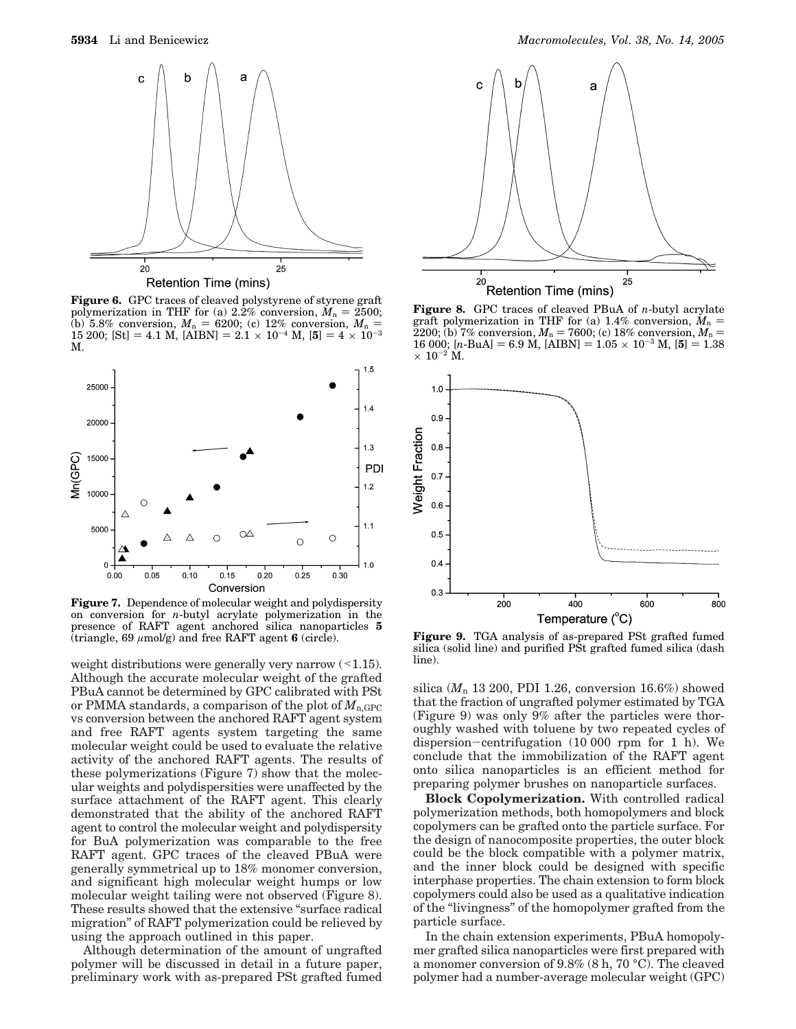**Figure 6.** GPC traces of cleaved polystyrene of styrene graft polymerization in THF for (a) 2.2% conversion, $M_n$ = 2500; (b) 5.8% conversion, $M_n$ = 6200; (c) 12% conversion, $M_n$ = 15 200; [St] = 4.1 M, [AIBN] = $2.1 \times 10^{-4}$ M, [**5**] = $4 \times 10^{-3}$ M.

**Figure 7.** Dependence of molecular weight and polydispersity on conversion for *n*-butyl acrylate polymerization in the presence of RAFT agent anchored silica nanoparticles **5** (triangle, 69 $\mu$mol/g) and free RAFT agent **6** (circle).

weight distributions were generally very narrow (<1.15). Although the accurate molecular weight of the grafted PBuA cannot be determined by GPC calibrated with PSt or PMMA standards, a comparison of the plot of $M_{n,GPC}$ vs conversion between the anchored RAFT agent system and free RAFT agents system targeting the same molecular weight could be used to evaluate the relative activity of the anchored RAFT agents. The results of these polymerizations (Figure 7) show that the molecular weights and polydispersities were unaffected by the surface attachment of the RAFT agent. This clearly demonstrated that the ability of the anchored RAFT agent to control the molecular weight and polydispersity for BuA polymerization was comparable to the free RAFT agent. GPC traces of the cleaved PBuA were generally symmetrical up to 18% monomer conversion, and significant high molecular weight humps or low molecular weight tailing were not observed (Figure 8). These results showed that the extensive "surface radical migration" of RAFT polymerization could be relieved by using the approach outlined in this paper.

Although determination of the amount of ungrafted polymer will be discussed in detail in a future paper, preliminary work with as-prepared PSt grafted fumed

**Figure 8.** GPC traces of cleaved PBuA of *n*-butyl acrylate graft polymerization in THF for (a) 1.4% conversion, $M_n$ = 2200; (b) 7% conversion, $M_n$ = 7600; (c) 18% conversion, $M_n$ = 16 000; [*n*-BuA] = 6.9 M, [AIBN] = $1.05 \times 10^{-3}$ M, [**5**] = $1.38 \times 10^{-2}$ M.

**Figure 9.** TGA analysis of as-prepared PSt grafted fumed silica (solid line) and purified PSt grafted fumed silica (dash line).

silica ($M_n$ 13 200, PDI 1.26, conversion 16.6%) showed that the fraction of ungrafted polymer estimated by TGA (Figure 9) was only 9% after the particles were thoroughly washed with toluene by two repeated cycles of dispersion–centrifugation (10 000 rpm for 1 h). We conclude that the immobilization of the RAFT agent onto silica nanoparticles is an efficient method for preparing polymer brushes on nanoparticle surfaces.

**Block Copolymerization.** With controlled radical polymerization methods, both homopolymers and block copolymers can be grafted onto the particle surface. For the design of nanocomposite properties, the outer block could be the block compatible with a polymer matrix, and the inner block could be designed with specific interphase properties. The chain extension to form block copolymers could also be used as a qualitative indication of the "livingness" of the homopolymer grafted from the particle surface.

In the chain extension experiments, PBuA homopolymer grafted silica nanoparticles were first prepared with a monomer conversion of 9.8% (8 h, 70 °C). The cleaved polymer had a number-average molecular weight (GPC)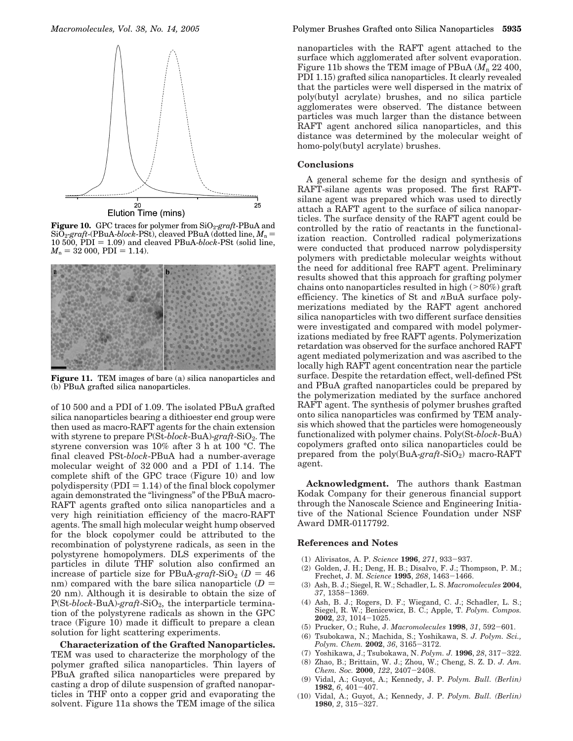20
25
Elution Time (mins)

**Figure 10.** GPC traces for polymer from $SiO_2$-*graft*-PBuA and $SiO_2$-*graft*-(PBuA-*block*-PSt), cleaved PBuA (dotted line, $M_n$ = 10 500, PDI = 1.09) and cleaved PBuA-*block*-PSt (solid line, $M_n$ = 32 000, PDI = 1.14).

a

b

**Figure 11.** TEM images of bare (a) silica nanoparticles and (b) PBuA grafted silica nanoparticles.

of 10 500 and a PDI of 1.09. The isolated PBuA grafted silica nanoparticles bearing a dithioester end group were then used as macro-RAFT agents for the chain extension with styrene to prepare P(St-*block*-BuA)-*graft*-$SiO_2$. The styrene conversion was 10% after 3 h at 100 °C. The final cleaved PSt-*block*-PBuA had a number-average molecular weight of 32 000 and a PDI of 1.14. The complete shift of the GPC trace (Figure 10) and low polydispersity (PDI = 1.14) of the final block copolymer again demonstrated the "livingness" of the PBuA macro-RAFT agents grafted onto silica nanoparticles and a very high reinitiation efficiency of the macro-RAFT agents. The small high molecular weight hump observed for the block copolymer could be attributed to the recombination of polystyrene radicals, as seen in the polystyrene homopolymers. DLS experiments of the particles in dilute THF solution also confirmed an increase of particle size for PBuA-*graft*-$SiO_2$ ($D$ = 46 nm) compared with the bare silica nanoparticle ($D$ = 20 nm). Although it is desirable to obtain the size of P(St-*block*-BuA)-*graft*-$SiO_2$, the interparticle termination of the polystyrene radicals as shown in the GPC trace (Figure 10) made it difficult to prepare a clean solution for light scattering experiments.

**Characterization of the Grafted Nanoparticles.** TEM was used to characterize the morphology of the polymer grafted silica nanoparticles. Thin layers of PBuA grafted silica nanoparticles were prepared by casting a drop of dilute suspension of grafted nanoparticles in THF onto a copper grid and evaporating the solvent. Figure 11a shows the TEM image of the silica nanoparticles with the RAFT agent attached to the surface which agglomerated after solvent evaporation. Figure 11b shows the TEM image of PBuA ($M_n$ 22 400, PDI 1.15) grafted silica nanoparticles. It clearly revealed that the particles were well dispersed in the matrix of poly(butyl acrylate) brushes, and no silica particle agglomerates were observed. The distance between particles was much larger than the distance between RAFT agent anchored silica nanoparticles, and this distance was determined by the molecular weight of homo-poly(butyl acrylate) brushes.

## Conclusions

A general scheme for the design and synthesis of RAFT-silane agents was proposed. The first RAFT-silane agent was prepared which was used to directly attach a RAFT agent to the surface of silica nanoparticles. The surface density of the RAFT agent could be controlled by the ratio of reactants in the functionalization reaction. Controlled radical polymerizations were conducted that produced narrow polydispersity polymers with predictable molecular weights without the need for additional free RAFT agent. Preliminary results showed that this approach for grafting polymer chains onto nanoparticles resulted in high (>80%) graft efficiency. The kinetics of St and *n*BuA surface polymerizations mediated by the RAFT agent anchored silica nanoparticles with two different surface densities were investigated and compared with model polymerizations mediated by free RAFT agents. Polymerization retardation was observed for the surface anchored RAFT agent mediated polymerization and was ascribed to the locally high RAFT agent concentration near the particle surface. Despite the retardation effect, well-defined PSt and PBuA grafted nanoparticles could be prepared by the polymerization mediated by the surface anchored RAFT agent. The synthesis of polymer brushes grafted onto silica nanoparticles was confirmed by TEM analysis which showed that the particles were homogeneously functionalized with polymer chains. Poly(St-*block*-BuA) copolymers grafted onto silica nanoparticles could be prepared from the poly(BuA-*graft*-$SiO_2$) macro-RAFT agent.

**Acknowledgment.** The authors thank Eastman Kodak Company for their generous financial support through the Nanoscale Science and Engineering Initiative of the National Science Foundation under NSF Award DMR-0117792.

## References and Notes

(1) Alivisatos, A. P. *Science* **1996**, *271*, 933–937.
(2) Golden, J. H.; Deng, H. B.; Disalvo, F. J.; Thompson, P. M.; Frechet, J. M. *Science* **1995**, *268*, 1463–1466.
(3) Ash, B. J.; Siegel, R. W.; Schadler, L. S. *Macromolecules* **2004**, *37*, 1358–1369.
(4) Ash, B. J.; Rogers, D. F.; Wiegand, C. J.; Schadler, L. S.; Siegel, R. W.; Benicewicz, B. C.; Apple, T. *Polym. Compos.* **2002**, *23*, 1014–1025.
(5) Prucker, O.; Ruhe, J. *Macromolecules* **1998**, *31*, 592–601.
(6) Tsubokawa, N.; Machida, S.; Yoshikawa, S. *J. Polym. Sci., Polym. Chem.* **2002**, *36*, 3165–3172.
(7) Yoshikawa, J.; Tsubokawa, N. *Polym. J.* **1996**, *28*, 317–322.
(8) Zhao, B.; Brittain, W. J.; Zhou, W.; Cheng, S. Z. D. *J. Am. Chem. Soc.* **2000**, *122*, 2407–2408.
(9) Vidal, A.; Guyot, A.; Kennedy, J. P. *Polym. Bull. (Berlin)* **1982**, *6*, 401–407.
(10) Vidal, A.; Guyot, A.; Kennedy, J. P. *Polym. Bull. (Berlin)* **1980**, *2*, 315–327.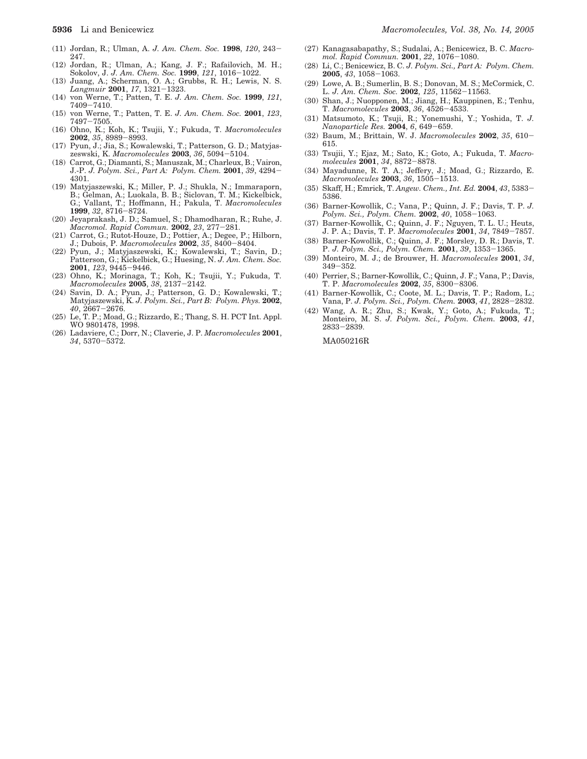(11) Jordan, R.; Ulman, A. *J. Am. Chem. Soc.* **1998**, *120*, 243–247.

(12) Jordan, R.; Ulman, A.; Kang, J. F.; Rafailovich, M. H.; Sokolov, J. *J. Am. Chem. Soc.* **1999**, *121*, 1016–1022.

(13) Juang, A.; Scherman, O. A.; Grubbs, R. H.; Lewis, N. S. *Langmuir* **2001**, *17*, 1321–1323.

(14) von Werne, T.; Patten, T. E. *J. Am. Chem. Soc.* **1999**, *121*, 7409–7410.

(15) von Werne, T.; Patten, T. E. *J. Am. Chem. Soc.* **2001**, *123*, 7497–7505.

(16) Ohno, K.; Koh, K.; Tsujii, Y.; Fukuda, T. *Macromolecules* **2002**, *35*, 8989–8993.

(17) Pyun, J.; Jia, S.; Kowalewski, T.; Patterson, G. D.; Matyjaszewski, K. *Macromolecules* **2003**, *36*, 5094–5104.

(18) Carrot, G.; Diamanti, S.; Manuszak, M.; Charleux, B.; Vairon, J.-P. *J. Polym. Sci., Part A: Polym. Chem.* **2001**, *39*, 4294–4301.

(19) Matyjaszewski, K.; Miller, P. J.; Shukla, N.; Immaraporn, B.; Gelman, A.; Luokala, B. B.; Siclovan, T. M.; Kickelbick, G.; Vallant, T.; Hoffmann, H.; Pakula, T. *Macromolecules* **1999**, *32*, 8716–8724.

(20) Jeyaprakash, J. D.; Samuel, S.; Dhamodharan, R.; Ruhe, J. *Macromol. Rapid Commun.* **2002**, *23*, 277–281.

(21) Carrot, G.; Rutot-Houze, D.; Pottier, A.; Degee, P.; Hilborn, J.; Dubois, P. *Macromolecules* **2002**, *35*, 8400–8404.

(22) Pyun, J.; Matyjaszewski, K.; Kowalewski, T.; Savin, D.; Patterson, G.; Kickelbick, G.; Huesing, N. *J. Am. Chem. Soc.* **2001**, *123*, 9445–9446.

(23) Ohno, K.; Morinaga, T.; Koh, K.; Tsujii, Y.; Fukuda, T. *Macromolecules* **2005**, *38*, 2137–2142.

(24) Savin, D. A.; Pyun, J.; Patterson, G. D.; Kowalewski, T.; Matyjaszewski, K. *J. Polym. Sci., Part B: Polym. Phys.* **2002**, *40*, 2667–2676.

(25) Le, T. P.; Moad, G.; Rizzardo, E.; Thang, S. H. PCT Int. Appl. WO 9801478, 1998.

(26) Ladaviere, C.; Dorr, N.; Claverie, J. P. *Macromolecules* **2001**, *34*, 5370–5372.

(27) Kanagasabapathy, S.; Sudalai, A.; Benicewicz, B. C. *Macromol. Rapid Commun.* **2001**, *22*, 1076–1080.

(28) Li, C.; Benicewicz, B. C. *J. Polym. Sci., Part A: Polym. Chem.* **2005**, *43*, 1058–1063.

(29) Lowe, A. B.; Sumerlin, B. S.; Donovan, M. S.; McCormick, C. L. *J. Am. Chem. Soc.* **2002**, *125*, 11562–11563.

(30) Shan, J.; Nuopponen, M.; Jiang, H.; Kauppinen, E.; Tenhu, T. *Macromolecules* **2003**, *36*, 4526–4533.

(31) Matsumoto, K.; Tsuji, R.; Yonemushi, Y.; Yoshida, T. *J. Nanoparticle Res.* **2004**, *6*, 649–659.

(32) Baum, M.; Brittain, W. J. *Macromolecules* **2002**, *35*, 610–615.

(33) Tsujii, Y.; Ejaz, M.; Sato, K.; Goto, A.; Fukuda, T. *Macromolecules* **2001**, *34*, 8872–8878.

(34) Mayadunne, R. T. A.; Jeffery, J.; Moad, G.; Rizzardo, E. *Macromolecules* **2003**, *36*, 1505–1513.

(35) Skaff, H.; Emrick, T. *Angew. Chem., Int. Ed.* **2004**, *43*, 5383–5386.

(36) Barner-Kowollik, C.; Vana, P.; Quinn, J. F.; Davis, T. P. *J. Polym. Sci., Polym. Chem.* **2002**, *40*, 1058–1063.

(37) Barner-Kowollik, C.; Quinn, J. F.; Nguyen, T. L. U.; Heuts, J. P. A.; Davis, T. P. *Macromolecules* **2001**, *34*, 7849–7857.

(38) Barner-Kowollik, C.; Quinn, J. F.; Morsley, D. R.; Davis, T. P. *J. Polym. Sci., Polym. Chem.* **2001**, *39*, 1353–1365.

(39) Monteiro, M. J.; de Brouwer, H. *Macromolecules* **2001**, *34*, 349–352.

(40) Perrier, S.; Barner-Kowollik, C.; Quinn, J. F.; Vana, P.; Davis, T. P. *Macromolecules* **2002**, *35*, 8300–8306.

(41) Barner-Kowollik, C.; Coote, M. L.; Davis, T. P.; Radom, L.; Vana, P. *J. Polym. Sci., Polym. Chem.* **2003**, *41*, 2828–2832.

(42) Wang, A. R.; Zhu, S.; Kwak, Y.; Goto, A.; Fukuda, T.; Monteiro, M. S. *J. Polym. Sci., Polym. Chem.* **2003**, *41*, 2833–2839.

MA050216R